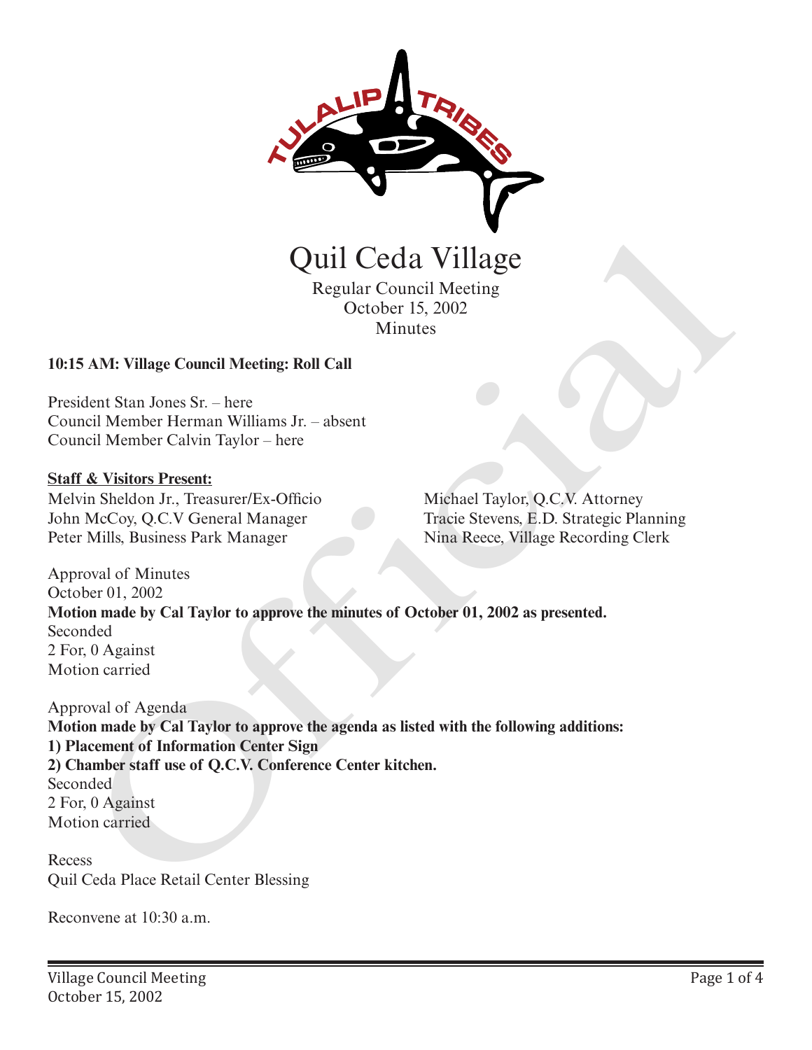# Quil Ceda Village

Regular Council Meeting
October 15, 2002
Minutes

**10:15 AM: Village Council Meeting: Roll Call**

President Stan Jones Sr. – here
Council Member Herman Williams Jr. – absent
Council Member Calvin Taylor – here

**Staff & Visitors Present:**

Melvin Sheldon Jr., Treasurer/Ex-Officio
John McCoy, Q.C.V General Manager
Peter Mills, Business Park Manager
Michael Taylor, Q.C.V. Attorney
Tracie Stevens, E.D. Strategic Planning
Nina Reece, Village Recording Clerk

Approval of Minutes
October 01, 2002
**Motion made by Cal Taylor to approve the minutes of October 01, 2002 as presented.**
Seconded
2 For, 0 Against
Motion carried

Approval of Agenda
**Motion made by Cal Taylor to approve the agenda as listed with the following additions:**
**1) Placement of Information Center Sign**
**2) Chamber staff use of Q.C.V. Conference Center kitchen.**
Seconded
2 For, 0 Against
Motion carried

Recess
Quil Ceda Place Retail Center Blessing

Reconvene at 10:30 a.m.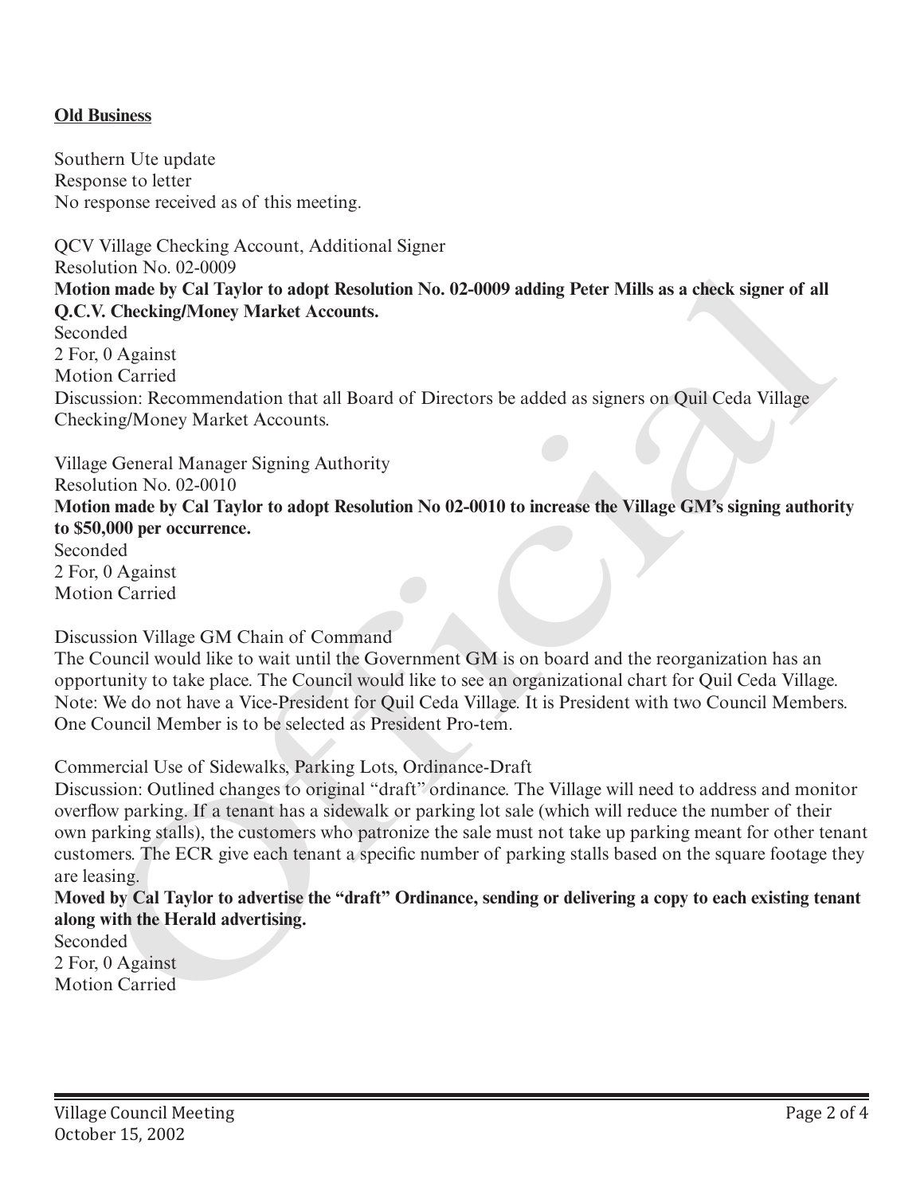**Old Business**

Southern Ute update
Response to letter
No response received as of this meeting.

QCV Village Checking Account, Additional Signer
Resolution No. 02-0009
**Motion made by Cal Taylor to adopt Resolution No. 02-0009 adding Peter Mills as a check signer of all Q.C.V. Checking/Money Market Accounts.**
Seconded
2 For, 0 Against
Motion Carried
Discussion: Recommendation that all Board of Directors be added as signers on Quil Ceda Village Checking/Money Market Accounts.

Village General Manager Signing Authority
Resolution No. 02-0010
**Motion made by Cal Taylor to adopt Resolution No 02-0010 to increase the Village GM's signing authority to $50,000 per occurrence.**
Seconded
2 For, 0 Against
Motion Carried

Discussion Village GM Chain of Command
The Council would like to wait until the Government GM is on board and the reorganization has an opportunity to take place. The Council would like to see an organizational chart for Quil Ceda Village. Note: We do not have a Vice-President for Quil Ceda Village. It is President with two Council Members. One Council Member is to be selected as President Pro-tem.

Commercial Use of Sidewalks, Parking Lots, Ordinance-Draft
Discussion: Outlined changes to original "draft" ordinance. The Village will need to address and monitor overflow parking. If a tenant has a sidewalk or parking lot sale (which will reduce the number of their own parking stalls), the customers who patronize the sale must not take up parking meant for other tenant customers. The ECR give each tenant a specific number of parking stalls based on the square footage they are leasing.
**Moved by Cal Taylor to advertise the "draft" Ordinance, sending or delivering a copy to each existing tenant along with the Herald advertising.**
Seconded
2 For, 0 Against
Motion Carried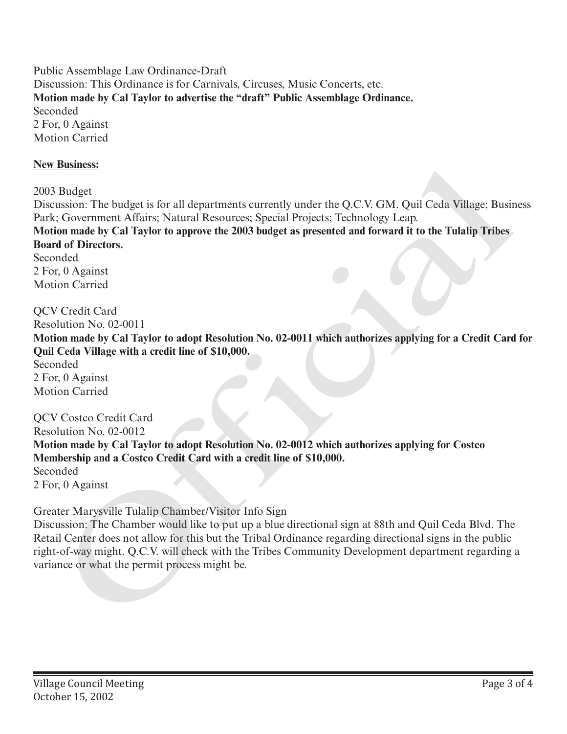Public Assemblage Law Ordinance-Draft
Discussion: This Ordinance is for Carnivals, Circuses, Music Concerts, etc.
**Motion made by Cal Taylor to advertise the "draft" Public Assemblage Ordinance.**
Seconded
2 For, 0 Against
Motion Carried

**New Business:**

2003 Budget
Discussion: The budget is for all departments currently under the Q.C.V. GM. Quil Ceda Village; Business Park; Government Affairs; Natural Resources; Special Projects; Technology Leap.
**Motion made by Cal Taylor to approve the 2003 budget as presented and forward it to the Tulalip Tribes Board of Directors.**
Seconded
2 For, 0 Against
Motion Carried

QCV Credit Card
Resolution No. 02-0011
**Motion made by Cal Taylor to adopt Resolution No. 02-0011 which authorizes applying for a Credit Card for Quil Ceda Village with a credit line of $10,000.**
Seconded
2 For, 0 Against
Motion Carried

QCV Costco Credit Card
Resolution No. 02-0012
**Motion made by Cal Taylor to adopt Resolution No. 02-0012 which authorizes applying for Costco Membership and a Costco Credit Card with a credit line of $10,000.**
Seconded
2 For, 0 Against

Greater Marysville Tulalip Chamber/Visitor Info Sign
Discussion: The Chamber would like to put up a blue directional sign at 88th and Quil Ceda Blvd. The Retail Center does not allow for this but the Tribal Ordinance regarding directional signs in the public right-of-way might. Q.C.V. will check with the Tribes Community Development department regarding a variance or what the permit process might be.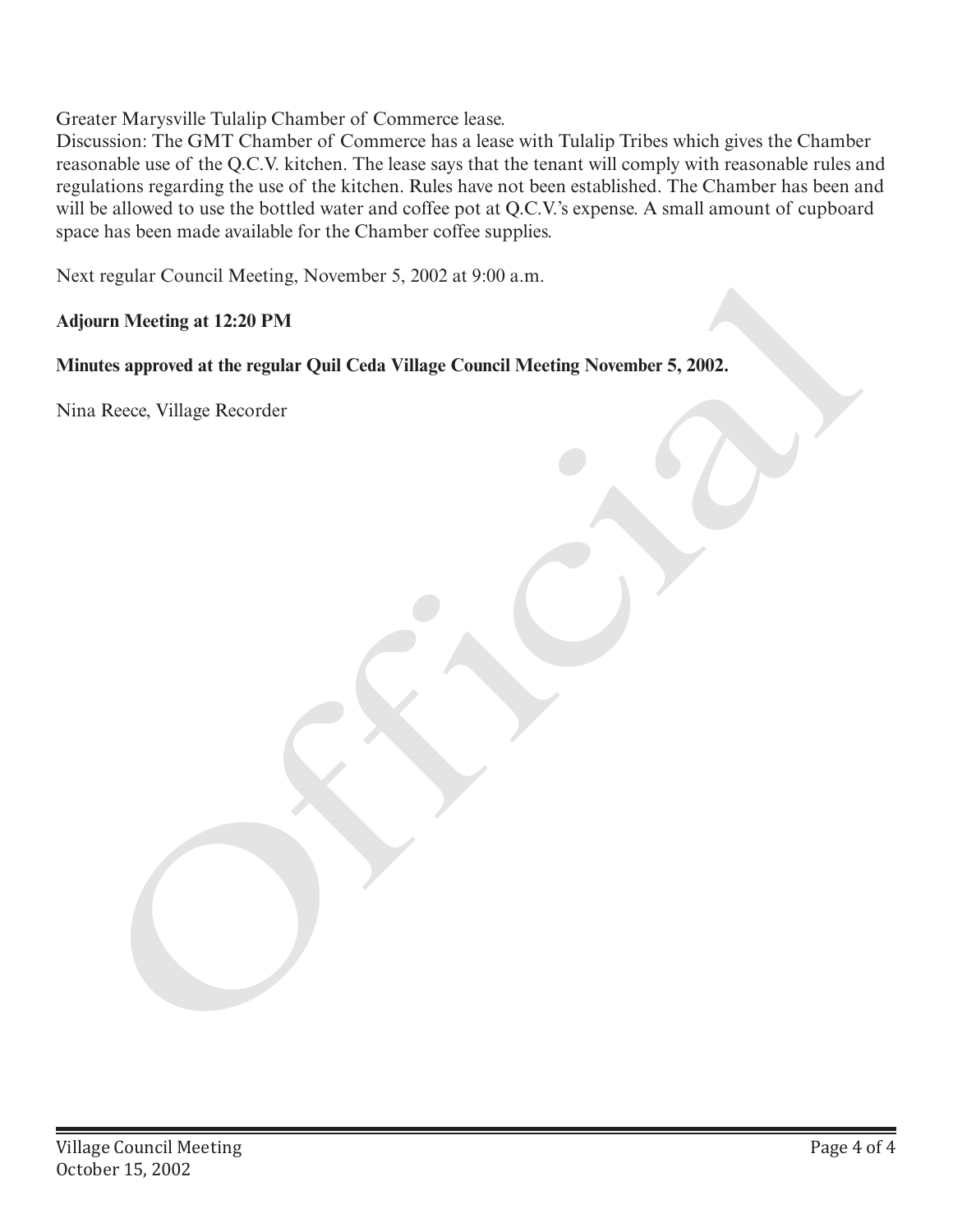Greater Marysville Tulalip Chamber of Commerce lease.

Discussion: The GMT Chamber of Commerce has a lease with Tulalip Tribes which gives the Chamber reasonable use of the Q.C.V. kitchen. The lease says that the tenant will comply with reasonable rules and regulations regarding the use of the kitchen. Rules have not been established. The Chamber has been and will be allowed to use the bottled water and coffee pot at Q.C.V.'s expense. A small amount of cupboard space has been made available for the Chamber coffee supplies.

Next regular Council Meeting, November 5, 2002 at 9:00 a.m.

**Adjourn Meeting at 12:20 PM**

**Minutes approved at the regular Quil Ceda Village Council Meeting November 5, 2002.**

Nina Reece, Village Recorder